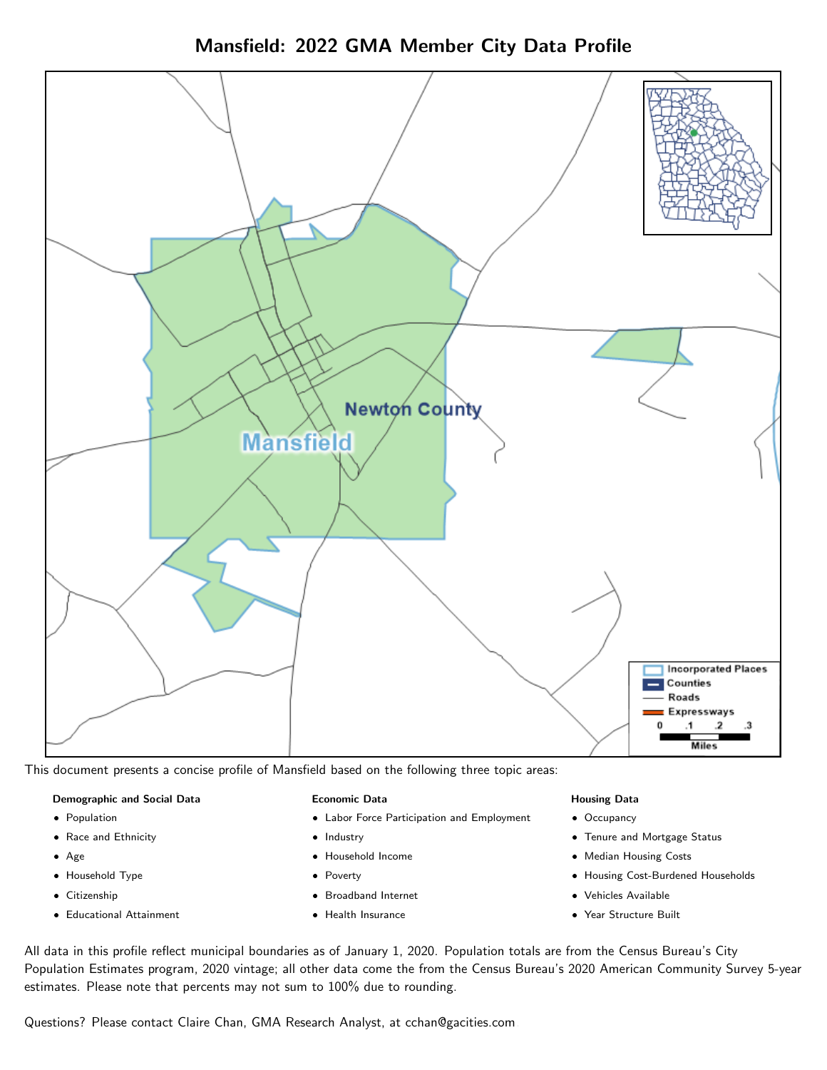# Mansfield: 2022 GMA Member City Data Profile

This document presents a concise profile of Mansfield based on the following three topic areas:

**Demographic and Social Data**

- Population
- Race and Ethnicity
- Age
- Household Type
- Citizenship
- Educational Attainment

**Economic Data**

- Labor Force Participation and Employment
- Industry
- Household Income
- Poverty
- Broadband Internet
- Health Insurance

**Housing Data**

- Occupancy
- Tenure and Mortgage Status
- Median Housing Costs
- Housing Cost-Burdened Households
- Vehicles Available
- Year Structure Built

All data in this profile reflect municipal boundaries as of January 1, 2020. Population totals are from the Census Bureau's City Population Estimates program, 2020 vintage; all other data come the from the Census Bureau's 2020 American Community Survey 5-year estimates. Please note that percents may not sum to 100% due to rounding.

Questions? Please contact Claire Chan, GMA Research Analyst, at cchan@gacities.com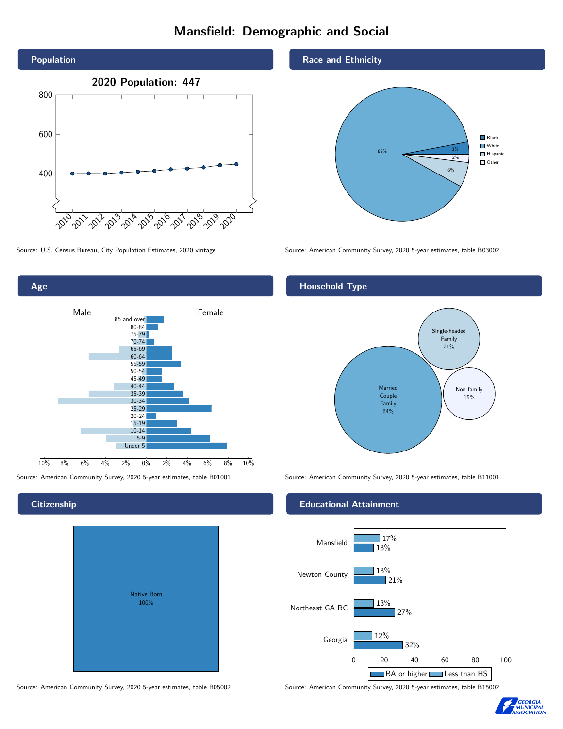# Mansfield: Demographic and Social

## Population

**2020 Population: 447**

Source: U.S. Census Bureau, City Population Estimates, 2020 vintage

## Race and Ethnicity

| Race/Ethnicity | Percent |
|---|---|
| Black | 3% |
| White | 89% |
| Hispanic | 6% |
| Other | 2% |

Source: American Community Survey, 2020 5-year estimates, table B03002

## Age

Source: American Community Survey, 2020 5-year estimates, table B01001

## Household Type

| Household Type | Percent |
|---|---|
| Married Couple Family | 64% |
| Single-headed Family | 21% |
| Non-family | 15% |

Source: American Community Survey, 2020 5-year estimates, table B11001

## Citizenship

| Citizenship | Percent |
|---|---|
| Native Born | 100% |

Source: American Community Survey, 2020 5-year estimates, table B05002

## Educational Attainment

| Area | Less than HS | BA or higher |
|---|---|---|
| Mansfield | 17% | 13% |
| Newton County | 13% | 21% |
| Northeast GA RC | 13% | 27% |
| Georgia | 12% | 32% |

Source: American Community Survey, 2020 5-year estimates, table B15002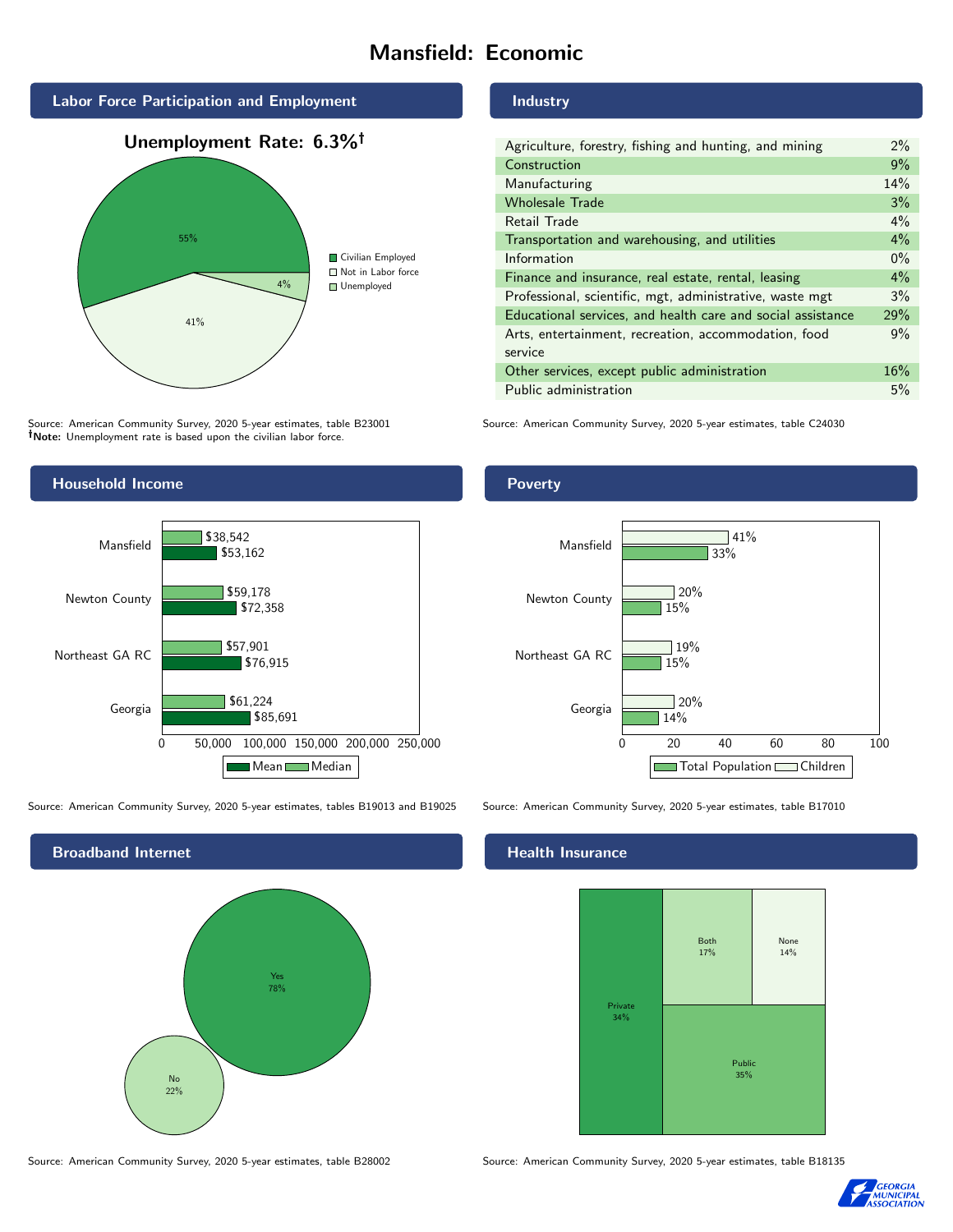# Mansfield: Economic

## Labor Force Participation and Employment

**Unemployment Rate: 6.3%†**

| Category | Percent |
|---|---|
| Civilian Employed | 55% |
| Not in Labor force | 41% |
| Unemployed | 4% |

Source: American Community Survey, 2020 5-year estimates, table B23001
**†Note:** Unemployment rate is based upon the civilian labor force.

## Industry

| Industry | Percent |
|---|---|
| Agriculture, forestry, fishing and hunting, and mining | 2% |
| Construction | 9% |
| Manufacturing | 14% |
| Wholesale Trade | 3% |
| Retail Trade | 4% |
| Transportation and warehousing, and utilities | 4% |
| Information | 0% |
| Finance and insurance, real estate, rental, leasing | 4% |
| Professional, scientific, mgt, administrative, waste mgt | 3% |
| Educational services, and health care and social assistance | 29% |
| Arts, entertainment, recreation, accommodation, food service | 9% |
| Other services, except public administration | 16% |
| Public administration | 5% |

Source: American Community Survey, 2020 5-year estimates, table C24030

## Household Income

| Place | Median | Mean |
|---|---|---|
| Mansfield | $38,542 | $53,162 |
| Newton County | $59,178 | $72,358 |
| Northeast GA RC | $57,901 | $76,915 |
| Georgia | $61,224 | $85,691 |

Source: American Community Survey, 2020 5-year estimates, tables B19013 and B19025

## Poverty

| Place | Children | Total Population |
|---|---|---|
| Mansfield | 41% | 33% |
| Newton County | 20% | 15% |
| Northeast GA RC | 19% | 15% |
| Georgia | 20% | 14% |

Source: American Community Survey, 2020 5-year estimates, table B17010

## Broadband Internet

| Response | Percent |
|---|---|
| Yes | 78% |
| No | 22% |

Source: American Community Survey, 2020 5-year estimates, table B28002

## Health Insurance

| Type | Percent |
|---|---|
| Private | 34% |
| Public | 35% |
| Both | 17% |
| None | 14% |

Source: American Community Survey, 2020 5-year estimates, table B18135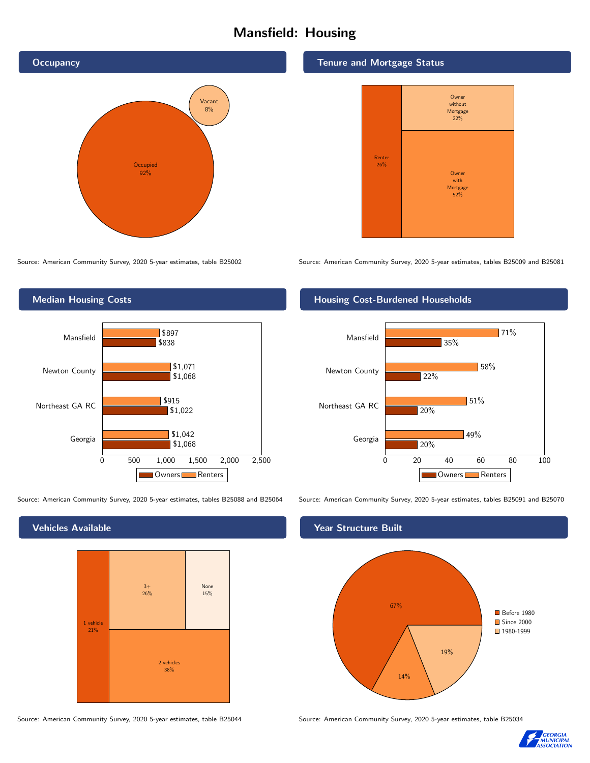# Mansfield: Housing

## Occupancy

Vacant
8%

Occupied
92%

Source: American Community Survey, 2020 5-year estimates, table B25002

## Tenure and Mortgage Status

Renter
26%

Owner without Mortgage
22%

Owner with Mortgage
52%

Source: American Community Survey, 2020 5-year estimates, tables B25009 and B25081

## Median Housing Costs

Mansfield
$897
$838

Newton County
$1,071
$1,068

Northeast GA RC
$915
$1,022

Georgia
$1,042
$1,068

0 500 1,000 1,500 2,000 2,500

Owners Renters

Source: American Community Survey, 2020 5-year estimates, tables B25088 and B25064

## Housing Cost-Burdened Households

Mansfield
71%
35%

Newton County
58%
22%

Northeast GA RC
51%
20%

Georgia
49%
20%

0 20 40 60 80 100

Owners Renters

Source: American Community Survey, 2020 5-year estimates, tables B25091 and B25070

## Vehicles Available

1 vehicle
21%

3+
26%

None
15%

2 vehicles
38%

Source: American Community Survey, 2020 5-year estimates, table B25044

## Year Structure Built

67%

14%

19%

Before 1980
Since 2000
1980-1999

Source: American Community Survey, 2020 5-year estimates, table B25034